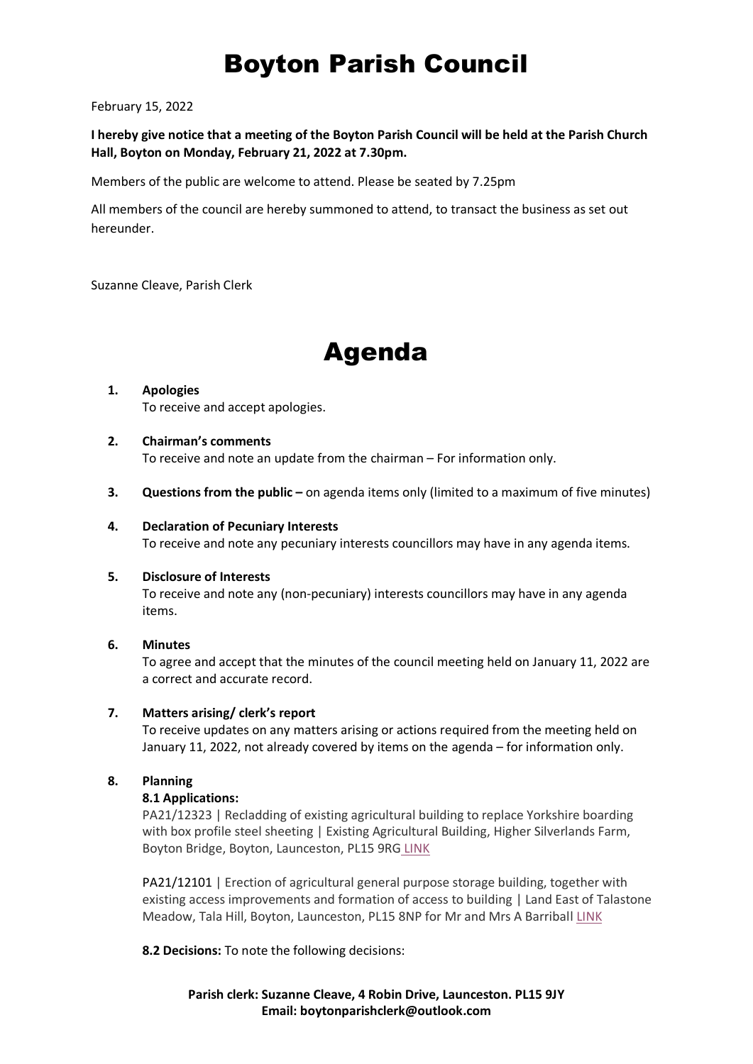# Boyton Parish Council

February 15, 2022

**I hereby give notice that a meeting of the Boyton Parish Council will be held at the Parish Church Hall, Boyton on Monday, February 21, 2022 at 7.30pm.**

Members of the public are welcome to attend. Please be seated by 7.25pm

All members of the council are hereby summoned to attend, to transact the business as set out hereunder.

Suzanne Cleave, Parish Clerk

# Agenda

1. **Apologies**
   To receive and accept apologies.

2. **Chairman's comments**
   To receive and note an update from the chairman – For information only.

3. **Questions from the public –** on agenda items only (limited to a maximum of five minutes)

4. **Declaration of Pecuniary Interests**
   To receive and note any pecuniary interests councillors may have in any agenda items.

5. **Disclosure of Interests**
   To receive and note any (non-pecuniary) interests councillors may have in any agenda items.

6. **Minutes**
   To agree and accept that the minutes of the council meeting held on January 11, 2022 are a correct and accurate record.

7. **Matters arising/ clerk's report**
   To receive updates on any matters arising or actions required from the meeting held on January 11, 2022, not already covered by items on the agenda – for information only.

8. **Planning**
   **8.1 Applications:**
   PA21/12323 | Recladding of existing agricultural building to replace Yorkshire boarding with box profile steel sheeting | Existing Agricultural Building, Higher Silverlands Farm, Boyton Bridge, Boyton, Launceston, PL15 9RG LINK

   PA21/12101 | Erection of agricultural general purpose storage building, together with existing access improvements and formation of access to building | Land East of Talastone Meadow, Tala Hill, Boyton, Launceston, PL15 8NP for Mr and Mrs A Barriball LINK

   **8.2 Decisions:** To note the following decisions:

**Parish clerk: Suzanne Cleave, 4 Robin Drive, Launceston. PL15 9JY**
**Email: boytonparishclerk@outlook.com**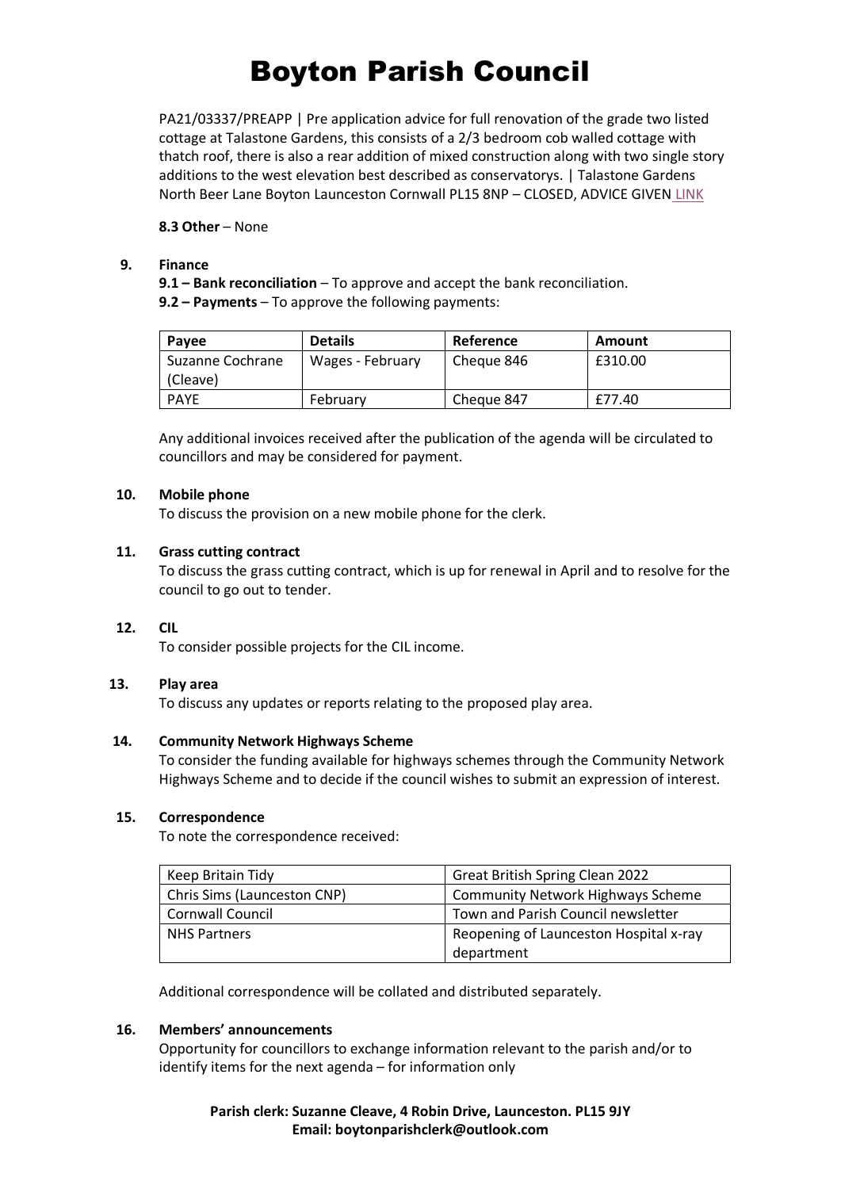# Boyton Parish Council

PA21/03337/PREAPP | Pre application advice for full renovation of the grade two listed cottage at Talastone Gardens, this consists of a 2/3 bedroom cob walled cottage with thatch roof, there is also a rear addition of mixed construction along with two single story additions to the west elevation best described as conservatorys. | Talastone Gardens North Beer Lane Boyton Launceston Cornwall PL15 8NP – CLOSED, ADVICE GIVEN LINK

**8.3 Other** – None

**9. Finance**

**9.1 – Bank reconciliation** – To approve and accept the bank reconciliation.

**9.2 – Payments** – To approve the following payments:

| Payee | Details | Reference | Amount |
|---|---|---|---|
| Suzanne Cochrane (Cleave) | Wages - February | Cheque 846 | £310.00 |
| PAYE | February | Cheque 847 | £77.40 |

Any additional invoices received after the publication of the agenda will be circulated to councillors and may be considered for payment.

**10. Mobile phone**

To discuss the provision on a new mobile phone for the clerk.

**11. Grass cutting contract**

To discuss the grass cutting contract, which is up for renewal in April and to resolve for the council to go out to tender.

**12. CIL**

To consider possible projects for the CIL income.

**13. Play area**

To discuss any updates or reports relating to the proposed play area.

**14. Community Network Highways Scheme**

To consider the funding available for highways schemes through the Community Network Highways Scheme and to decide if the council wishes to submit an expression of interest.

**15. Correspondence**

To note the correspondence received:

| | |
|---|---|
| Keep Britain Tidy | Great British Spring Clean 2022 |
| Chris Sims (Launceston CNP) | Community Network Highways Scheme |
| Cornwall Council | Town and Parish Council newsletter |
| NHS Partners | Reopening of Launceston Hospital x-ray department |

Additional correspondence will be collated and distributed separately.

**16. Members' announcements**

Opportunity for councillors to exchange information relevant to the parish and/or to identify items for the next agenda – for information only

**Parish clerk: Suzanne Cleave, 4 Robin Drive, Launceston. PL15 9JY**
**Email: boytonparishclerk@outlook.com**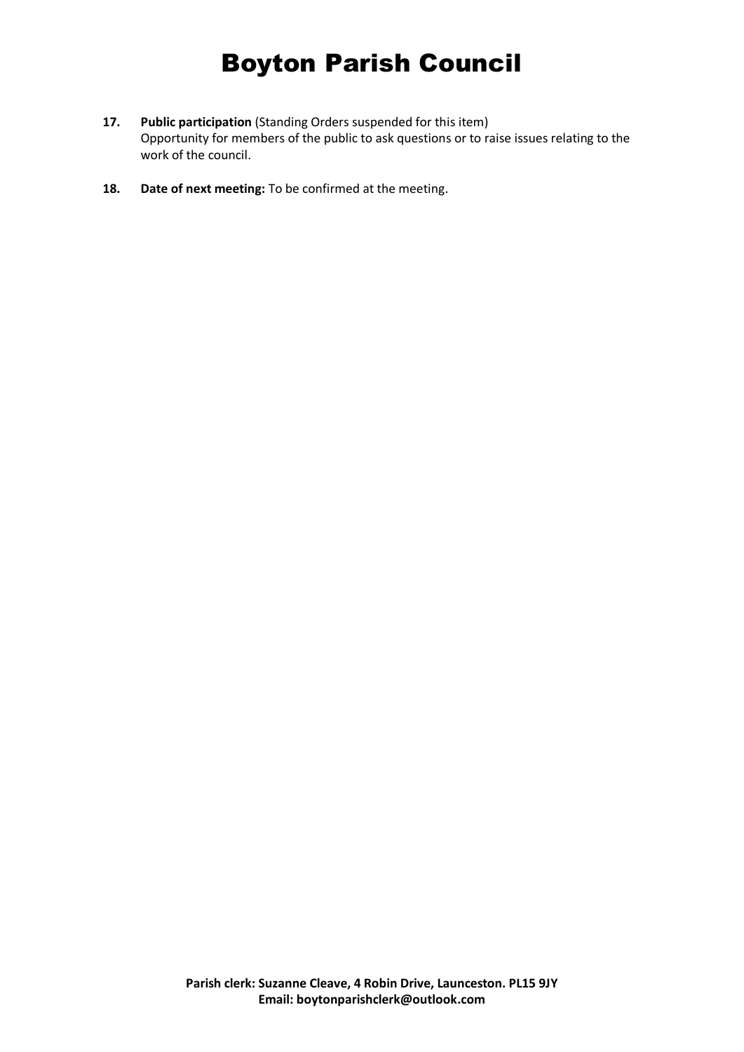# Boyton Parish Council

**17. Public participation** (Standing Orders suspended for this item)
Opportunity for members of the public to ask questions or to raise issues relating to the work of the council.

**18. Date of next meeting:** To be confirmed at the meeting.

**Parish clerk: Suzanne Cleave, 4 Robin Drive, Launceston. PL15 9JY**
**Email: boytonparishclerk@outlook.com**